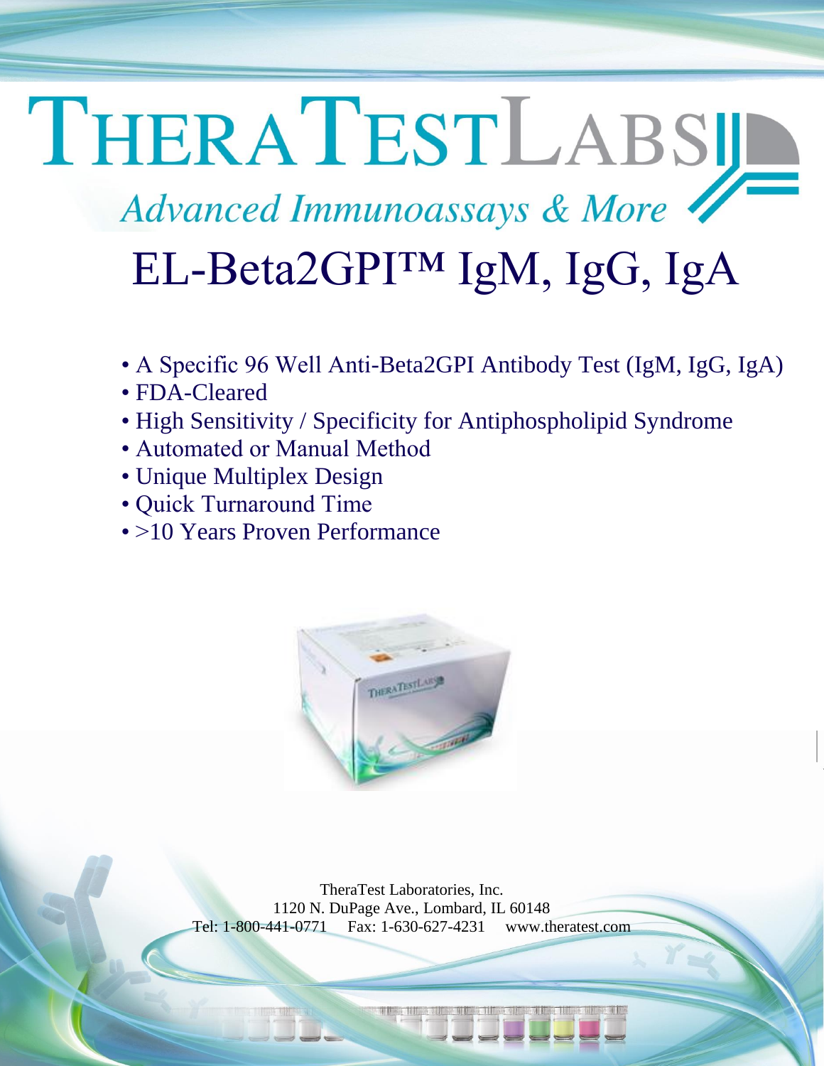# THERATESTLABS

*Advanced Immunoassays & More*

## EL-Beta2GPI™ IgM, IgG, IgA

- A Specific 96 Well Anti-Beta2GPI Antibody Test (IgM, IgG, IgA)
- FDA-Cleared
- High Sensitivity / Specificity for Antiphospholipid Syndrome
- Automated or Manual Method
- Unique Multiplex Design
- Quick Turnaround Time
- >10 Years Proven Performance

TheraTest Laboratories, Inc.
1120 N. DuPage Ave., Lombard, IL 60148
Tel: 1-800-441-0771 Fax: 1-630-627-4231 www.theratest.com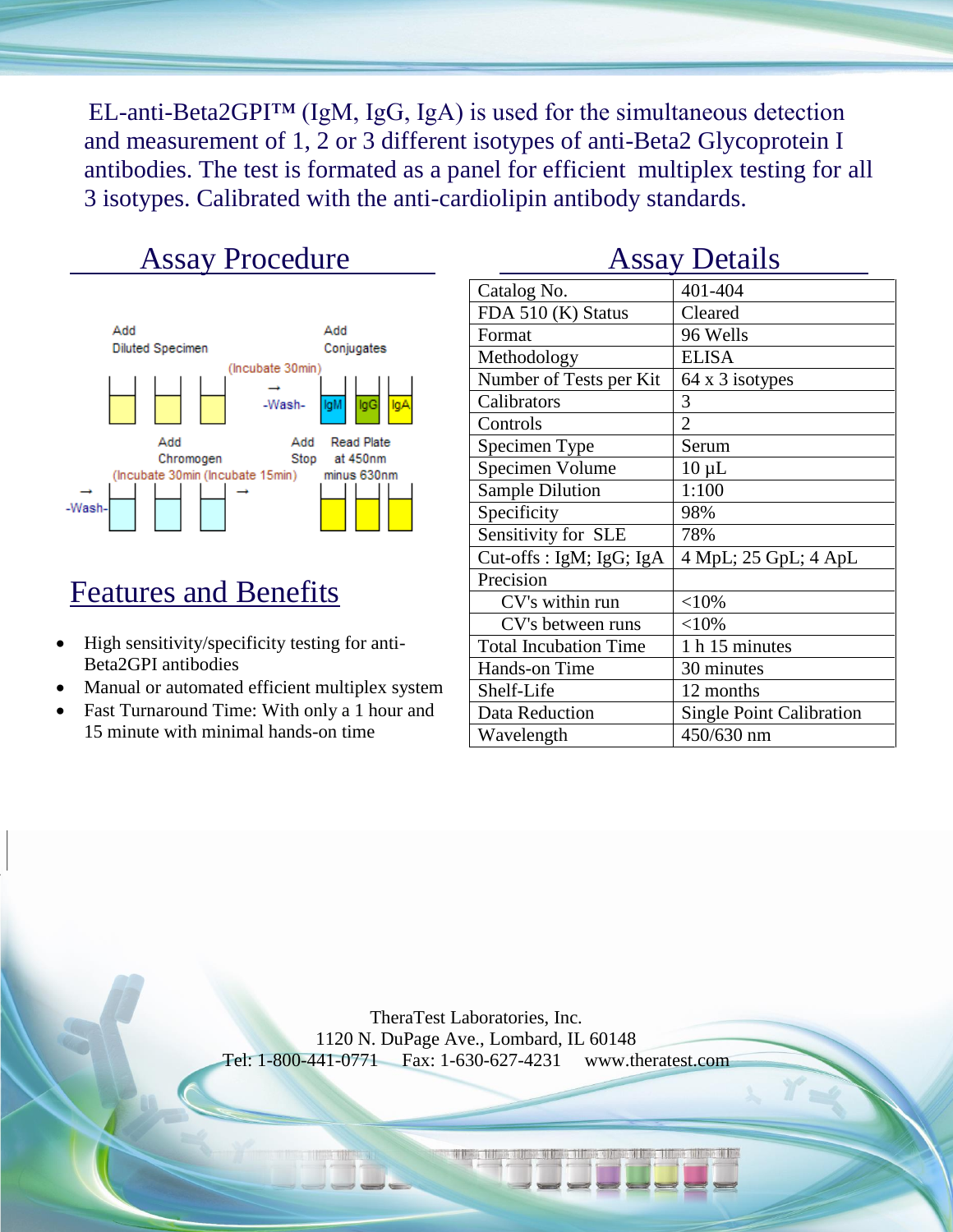EL-anti-Beta2GPI™ (IgM, IgG, IgA) is used for the simultaneous detection and measurement of 1, 2 or 3 different isotypes of anti-Beta2 Glycoprotein I antibodies. The test is formated as a panel for efficient multiplex testing for all 3 isotypes. Calibrated with the anti-cardiolipin antibody standards.

## Assay Procedure

Add Diluted Specimen
(Incubate 30min)
-Wash-
Add Conjugates
IgM IgG IgA
Add Chromogen
(Incubate 30min)
-Wash-
Add Stop
(Incubate 15min)
Read Plate at 450nm minus 630nm

## Features and Benefits

- High sensitivity/specificity testing for anti-Beta2GPI antibodies
- Manual or automated efficient multiplex system
- Fast Turnaround Time: With only a 1 hour and 15 minute with minimal hands-on time

## Assay Details

| | |
|---|---|
| Catalog No. | 401-404 |
| FDA 510 (K) Status | Cleared |
| Format | 96 Wells |
| Methodology | ELISA |
| Number of Tests per Kit | 64 x 3 isotypes |
| Calibrators | 3 |
| Controls | 2 |
| Specimen Type | Serum |
| Specimen Volume | 10 µL |
| Sample Dilution | 1:100 |
| Specificity | 98% |
| Sensitivity for SLE | 78% |
| Cut-offs : IgM; IgG; IgA | 4 MpL; 25 GpL; 4 ApL |
| Precision | |
| CV's within run | <10% |
| CV's between runs | <10% |
| Total Incubation Time | 1 h 15 minutes |
| Hands-on Time | 30 minutes |
| Shelf-Life | 12 months |
| Data Reduction | Single Point Calibration |
| Wavelength | 450/630 nm |

TheraTest Laboratories, Inc.
1120 N. DuPage Ave., Lombard, IL 60148
Tel: 1-800-441-0771 Fax: 1-630-627-4231 www.theratest.com